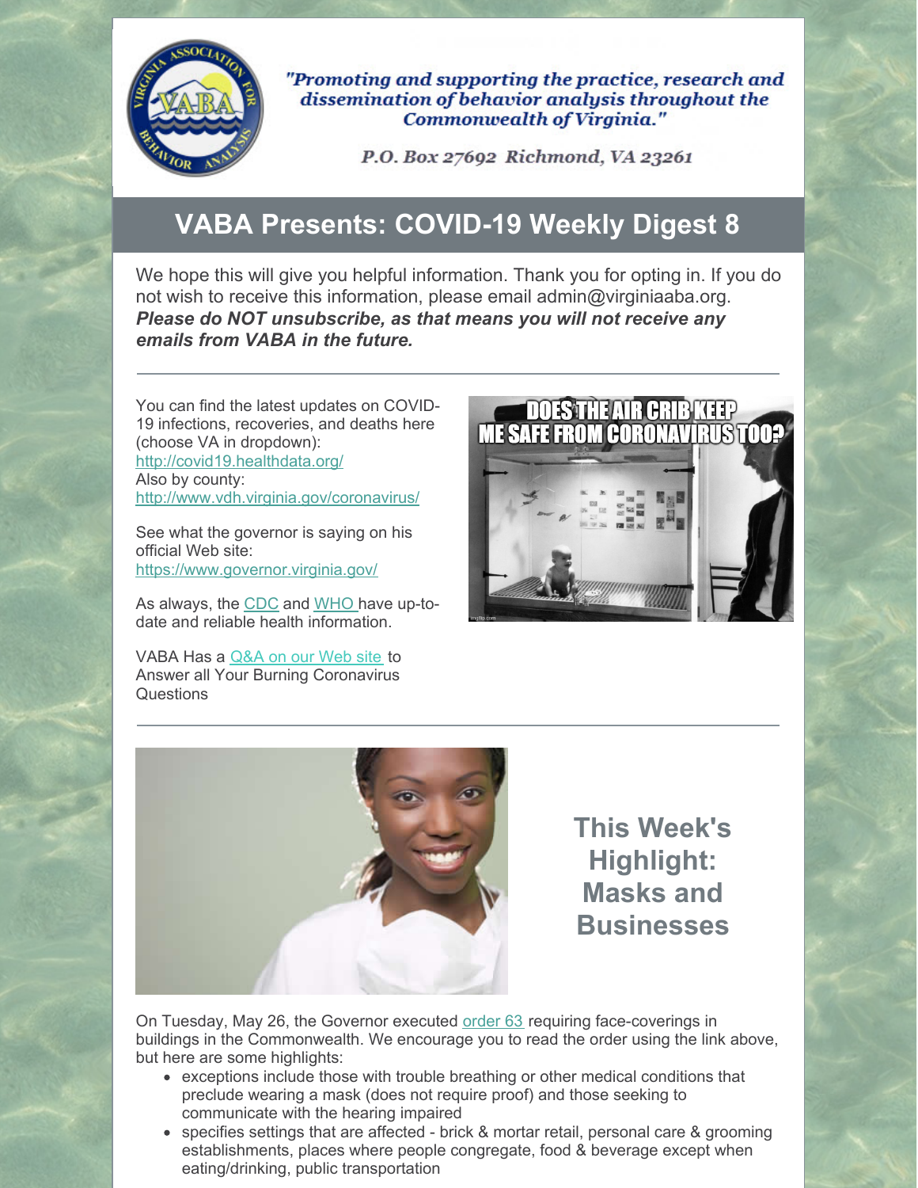"Promoting and supporting the practice, research and dissemination of behavior analysis throughout the Commonwealth of Virginia."

P.O. Box 27692 Richmond, VA 23261

# VABA Presents: COVID-19 Weekly Digest 8

We hope this will give you helpful information. Thank you for opting in. If you do not wish to receive this information, please email admin@virginiaaba.org. ***Please do NOT unsubscribe, as that means you will not receive any emails from VABA in the future.***

---

You can find the latest updates on COVID-19 infections, recoveries, and deaths here (choose VA in dropdown):
http://covid19.healthdata.org/
Also by county:
http://www.vdh.virginia.gov/coronavirus/

See what the governor is saying on his official Web site:
https://www.governor.virginia.gov/

As always, the CDC and WHO have up-to-date and reliable health information.

VABA Has a Q&A on our Web site to Answer all Your Burning Coronavirus Questions

---

## This Week's Highlight: Masks and Businesses

On Tuesday, May 26, the Governor executed order 63 requiring face-coverings in buildings in the Commonwealth. We encourage you to read the order using the link above, but here are some highlights:

- exceptions include those with trouble breathing or other medical conditions that preclude wearing a mask (does not require proof) and those seeking to communicate with the hearing impaired
- specifies settings that are affected - brick & mortar retail, personal care & grooming establishments, places where people congregate, food & beverage except when eating/drinking, public transportation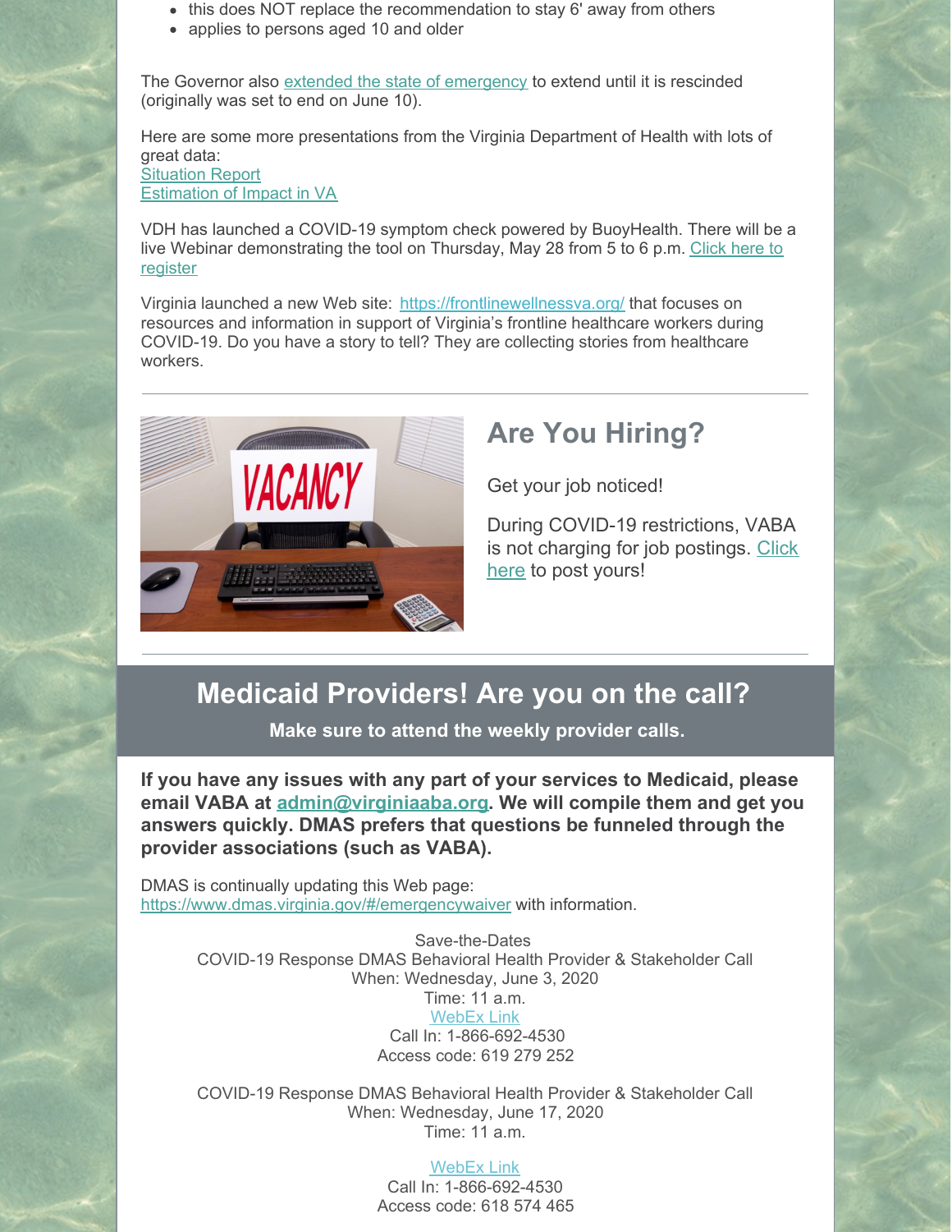- this does NOT replace the recommendation to stay 6' away from others
- applies to persons aged 10 and older

The Governor also extended the state of emergency to extend until it is rescinded (originally was set to end on June 10).

Here are some more presentations from the Virginia Department of Health with lots of great data:
Situation Report
Estimation of Impact in VA

VDH has launched a COVID-19 symptom check powered by BuoyHealth. There will be a live Webinar demonstrating the tool on Thursday, May 28 from 5 to 6 p.m. Click here to register

Virginia launched a new Web site: https://frontlinewellnessva.org/ that focuses on resources and information in support of Virginia's frontline healthcare workers during COVID-19. Do you have a story to tell? They are collecting stories from healthcare workers.

---

## Are You Hiring?

Get your job noticed!

During COVID-19 restrictions, VABA is not charging for job postings. Click here to post yours!

---

## Medicaid Providers! Are you on the call?

**Make sure to attend the weekly provider calls.**

**If you have any issues with any part of your services to Medicaid, please email VABA at admin@virginiaaba.org. We will compile them and get you answers quickly. DMAS prefers that questions be funneled through the provider associations (such as VABA).**

DMAS is continually updating this Web page:
https://www.dmas.virginia.gov/#/emergencywaiver with information.

Save-the-Dates
COVID-19 Response DMAS Behavioral Health Provider & Stakeholder Call
When: Wednesday, June 3, 2020
Time: 11 a.m.
WebEx Link
Call In: 1-866-692-4530
Access code: 619 279 252

COVID-19 Response DMAS Behavioral Health Provider & Stakeholder Call
When: Wednesday, June 17, 2020
Time: 11 a.m.

WebEx Link
Call In: 1-866-692-4530
Access code: 618 574 465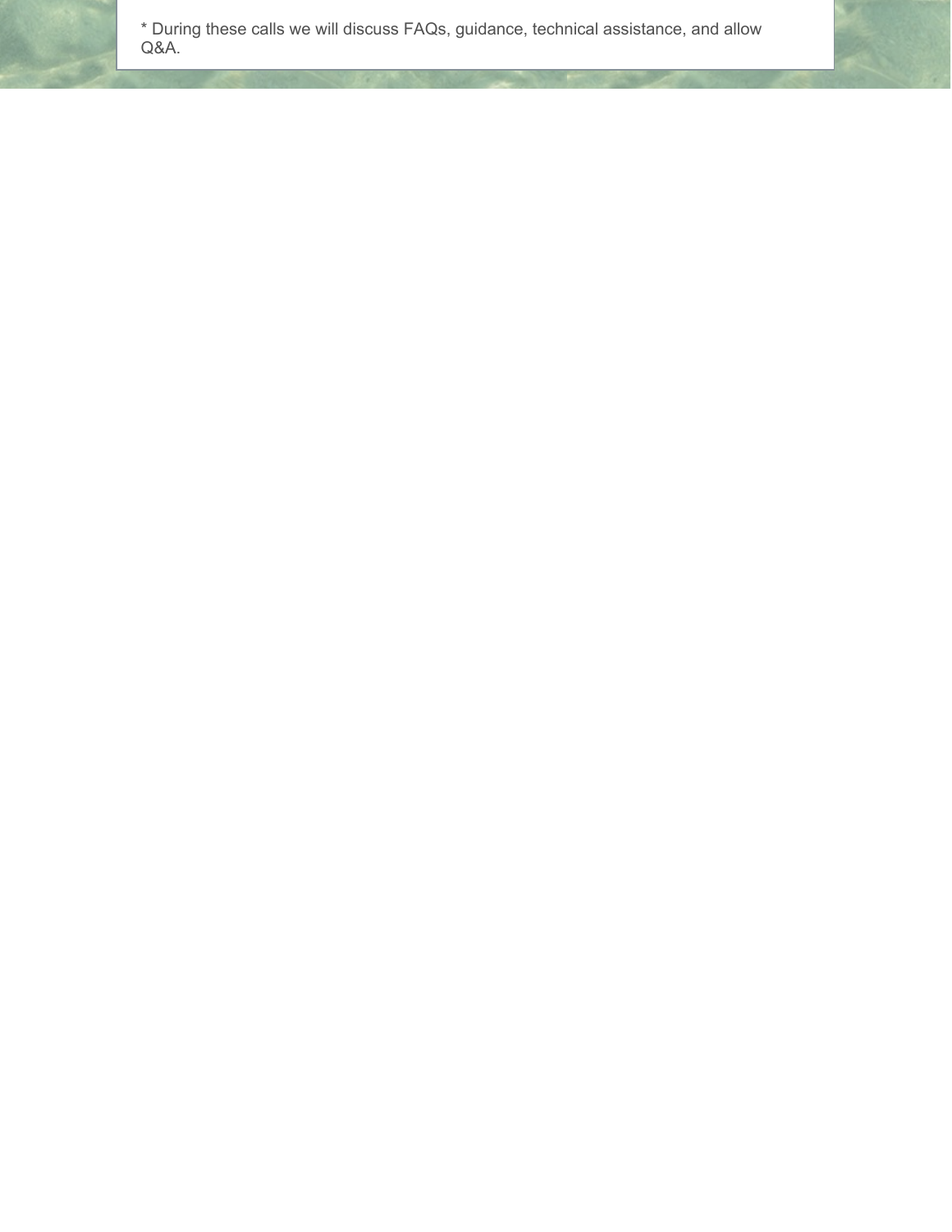* During these calls we will discuss FAQs, guidance, technical assistance, and allow Q&A.